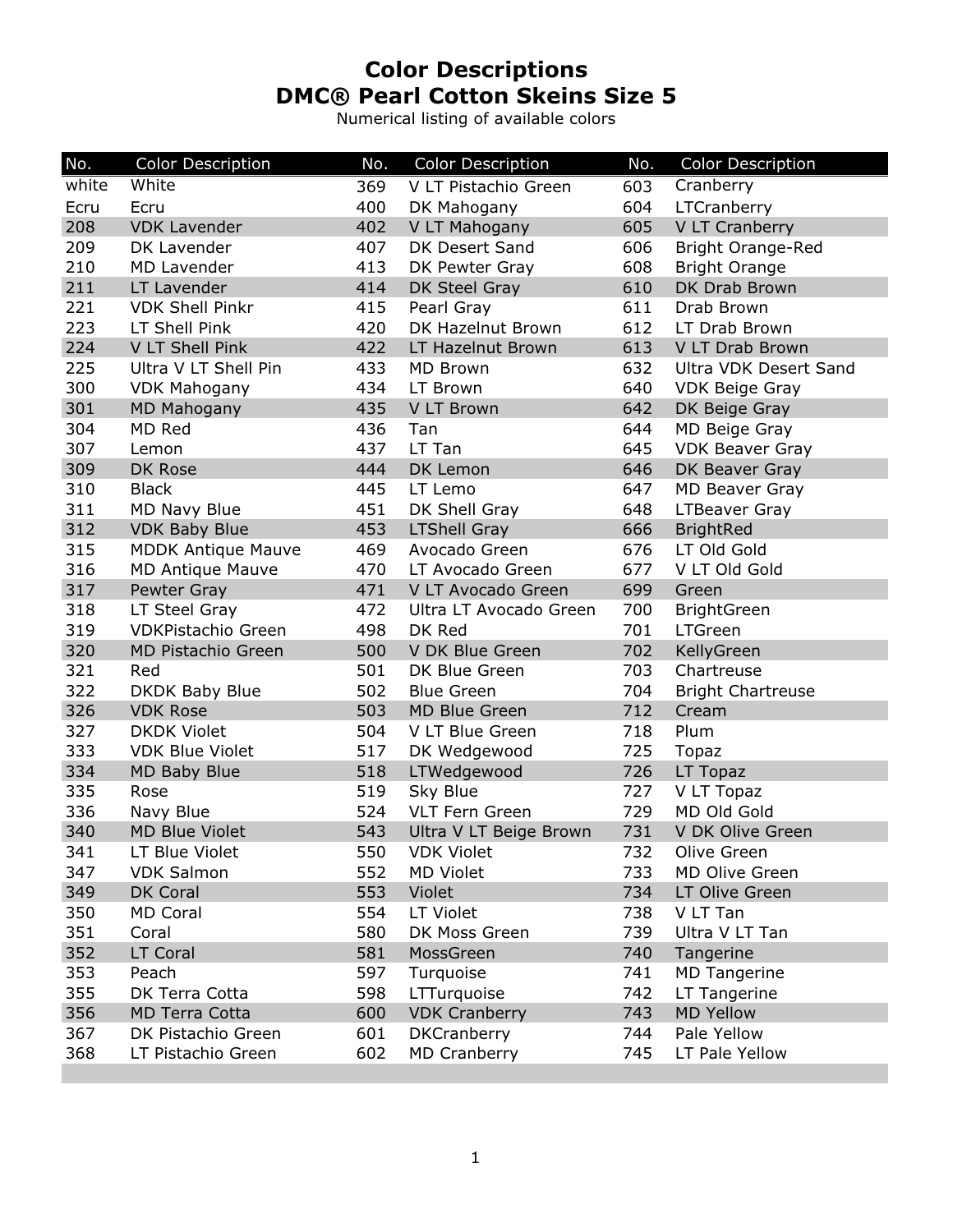# Color Descriptions
# DMC® Pearl Cotton Skeins Size 5

Numerical listing of available colors

| No. | Color Description | No. | Color Description | No. | Color Description |
|---|---|---|---|---|---|
| white | White | 369 | V LT Pistachio Green | 603 | Cranberry |
| Ecru | Ecru | 400 | DK Mahogany | 604 | LTCranberry |
| 208 | VDK Lavender | 402 | V LT Mahogany | 605 | V LT Cranberry |
| 209 | DK Lavender | 407 | DK Desert Sand | 606 | Bright Orange-Red |
| 210 | MD Lavender | 413 | DK Pewter Gray | 608 | Bright Orange |
| 211 | LT Lavender | 414 | DK Steel Gray | 610 | DK Drab Brown |
| 221 | VDK Shell Pinkr | 415 | Pearl Gray | 611 | Drab Brown |
| 223 | LT Shell Pink | 420 | DK Hazelnut Brown | 612 | LT Drab Brown |
| 224 | V LT Shell Pink | 422 | LT Hazelnut Brown | 613 | V LT Drab Brown |
| 225 | Ultra V LT Shell Pin | 433 | MD Brown | 632 | Ultra VDK Desert Sand |
| 300 | VDK Mahogany | 434 | LT Brown | 640 | VDK Beige Gray |
| 301 | MD Mahogany | 435 | V LT Brown | 642 | DK Beige Gray |
| 304 | MD Red | 436 | Tan | 644 | MD Beige Gray |
| 307 | Lemon | 437 | LT Tan | 645 | VDK Beaver Gray |
| 309 | DK Rose | 444 | DK Lemon | 646 | DK Beaver Gray |
| 310 | Black | 445 | LT Lemo | 647 | MD Beaver Gray |
| 311 | MD Navy Blue | 451 | DK Shell Gray | 648 | LTBeaver Gray |
| 312 | VDK Baby Blue | 453 | LTShell Gray | 666 | BrightRed |
| 315 | MDDK Antique Mauve | 469 | Avocado Green | 676 | LT Old Gold |
| 316 | MD Antique Mauve | 470 | LT Avocado Green | 677 | V LT Old Gold |
| 317 | Pewter Gray | 471 | V LT Avocado Green | 699 | Green |
| 318 | LT Steel Gray | 472 | Ultra LT Avocado Green | 700 | BrightGreen |
| 319 | VDKPistachio Green | 498 | DK Red | 701 | LTGreen |
| 320 | MD Pistachio Green | 500 | V DK Blue Green | 702 | KellyGreen |
| 321 | Red | 501 | DK Blue Green | 703 | Chartreuse |
| 322 | DKDK Baby Blue | 502 | Blue Green | 704 | Bright Chartreuse |
| 326 | VDK Rose | 503 | MD Blue Green | 712 | Cream |
| 327 | DKDK Violet | 504 | V LT Blue Green | 718 | Plum |
| 333 | VDK Blue Violet | 517 | DK Wedgewood | 725 | Topaz |
| 334 | MD Baby Blue | 518 | LTWedgewood | 726 | LT Topaz |
| 335 | Rose | 519 | Sky Blue | 727 | V LT Topaz |
| 336 | Navy Blue | 524 | VLT Fern Green | 729 | MD Old Gold |
| 340 | MD Blue Violet | 543 | Ultra V LT Beige Brown | 731 | V DK Olive Green |
| 341 | LT Blue Violet | 550 | VDK Violet | 732 | Olive Green |
| 347 | VDK Salmon | 552 | MD Violet | 733 | MD Olive Green |
| 349 | DK Coral | 553 | Violet | 734 | LT Olive Green |
| 350 | MD Coral | 554 | LT Violet | 738 | V LT Tan |
| 351 | Coral | 580 | DK Moss Green | 739 | Ultra V LT Tan |
| 352 | LT Coral | 581 | MossGreen | 740 | Tangerine |
| 353 | Peach | 597 | Turquoise | 741 | MD Tangerine |
| 355 | DK Terra Cotta | 598 | LTTurquoise | 742 | LT Tangerine |
| 356 | MD Terra Cotta | 600 | VDK Cranberry | 743 | MD Yellow |
| 367 | DK Pistachio Green | 601 | DKCranberry | 744 | Pale Yellow |
| 368 | LT Pistachio Green | 602 | MD Cranberry | 745 | LT Pale Yellow |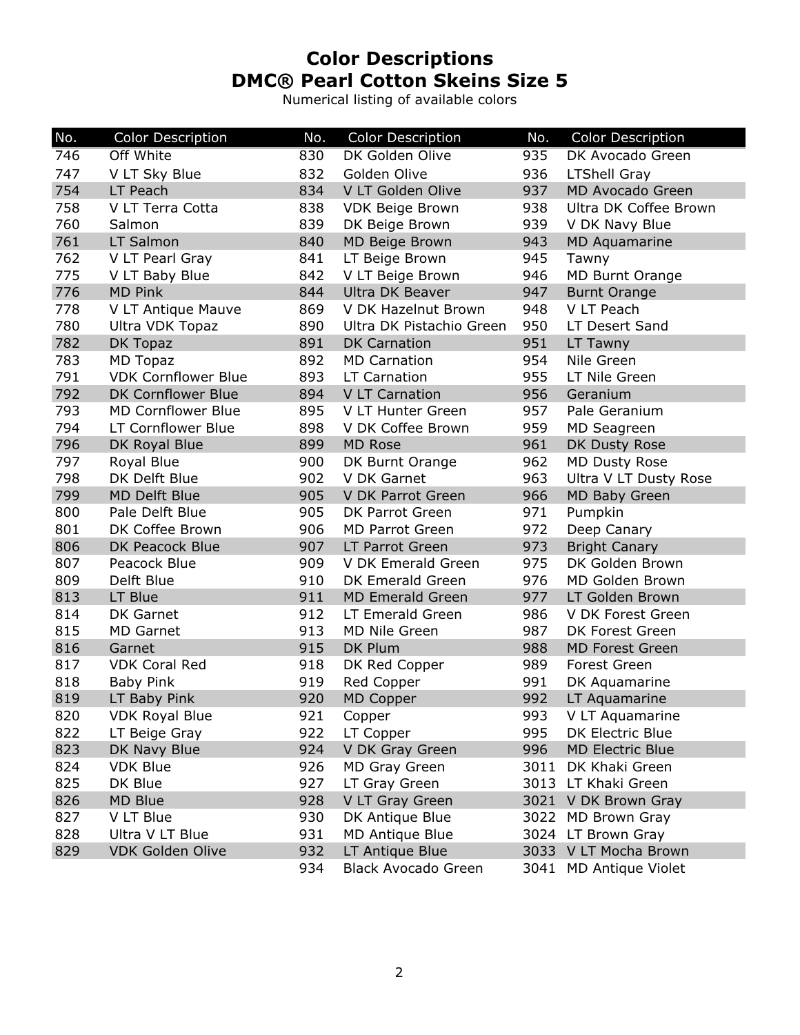# Color Descriptions
# DMC® Pearl Cotton Skeins Size 5

Numerical listing of available colors

| No. | Color Description | No. | Color Description | No. | Color Description |
|---|---|---|---|---|---|
| 746 | Off White | 830 | DK Golden Olive | 935 | DK Avocado Green |
| 747 | V LT Sky Blue | 832 | Golden Olive | 936 | LTShell Gray |
| 754 | LT Peach | 834 | V LT Golden Olive | 937 | MD Avocado Green |
| 758 | V LT Terra Cotta | 838 | VDK Beige Brown | 938 | Ultra DK Coffee Brown |
| 760 | Salmon | 839 | DK Beige Brown | 939 | V DK Navy Blue |
| 761 | LT Salmon | 840 | MD Beige Brown | 943 | MD Aquamarine |
| 762 | V LT Pearl Gray | 841 | LT Beige Brown | 945 | Tawny |
| 775 | V LT Baby Blue | 842 | V LT Beige Brown | 946 | MD Burnt Orange |
| 776 | MD Pink | 844 | Ultra DK Beaver | 947 | Burnt Orange |
| 778 | V LT Antique Mauve | 869 | V DK Hazelnut Brown | 948 | V LT Peach |
| 780 | Ultra VDK Topaz | 890 | Ultra DK Pistachio Green | 950 | LT Desert Sand |
| 782 | DK Topaz | 891 | DK Carnation | 951 | LT Tawny |
| 783 | MD Topaz | 892 | MD Carnation | 954 | Nile Green |
| 791 | VDK Cornflower Blue | 893 | LT Carnation | 955 | LT Nile Green |
| 792 | DK Cornflower Blue | 894 | V LT Carnation | 956 | Geranium |
| 793 | MD Cornflower Blue | 895 | V LT Hunter Green | 957 | Pale Geranium |
| 794 | LT Cornflower Blue | 898 | V DK Coffee Brown | 959 | MD Seagreen |
| 796 | DK Royal Blue | 899 | MD Rose | 961 | DK Dusty Rose |
| 797 | Royal Blue | 900 | DK Burnt Orange | 962 | MD Dusty Rose |
| 798 | DK Delft Blue | 902 | V DK Garnet | 963 | Ultra V LT Dusty Rose |
| 799 | MD Delft Blue | 905 | V DK Parrot Green | 966 | MD Baby Green |
| 800 | Pale Delft Blue | 905 | DK Parrot Green | 971 | Pumpkin |
| 801 | DK Coffee Brown | 906 | MD Parrot Green | 972 | Deep Canary |
| 806 | DK Peacock Blue | 907 | LT Parrot Green | 973 | Bright Canary |
| 807 | Peacock Blue | 909 | V DK Emerald Green | 975 | DK Golden Brown |
| 809 | Delft Blue | 910 | DK Emerald Green | 976 | MD Golden Brown |
| 813 | LT Blue | 911 | MD Emerald Green | 977 | LT Golden Brown |
| 814 | DK Garnet | 912 | LT Emerald Green | 986 | V DK Forest Green |
| 815 | MD Garnet | 913 | MD Nile Green | 987 | DK Forest Green |
| 816 | Garnet | 915 | DK Plum | 988 | MD Forest Green |
| 817 | VDK Coral Red | 918 | DK Red Copper | 989 | Forest Green |
| 818 | Baby Pink | 919 | Red Copper | 991 | DK Aquamarine |
| 819 | LT Baby Pink | 920 | MD Copper | 992 | LT Aquamarine |
| 820 | VDK Royal Blue | 921 | Copper | 993 | V LT Aquamarine |
| 822 | LT Beige Gray | 922 | LT Copper | 995 | DK Electric Blue |
| 823 | DK Navy Blue | 924 | V DK Gray Green | 996 | MD Electric Blue |
| 824 | VDK Blue | 926 | MD Gray Green | 3011 | DK Khaki Green |
| 825 | DK Blue | 927 | LT Gray Green | 3013 | LT Khaki Green |
| 826 | MD Blue | 928 | V LT Gray Green | 3021 | V DK Brown Gray |
| 827 | V LT Blue | 930 | DK Antique Blue | 3022 | MD Brown Gray |
| 828 | Ultra V LT Blue | 931 | MD Antique Blue | 3024 | LT Brown Gray |
| 829 | VDK Golden Olive | 932 | LT Antique Blue | 3033 | V LT Mocha Brown |
| | | 934 | Black Avocado Green | 3041 | MD Antique Violet |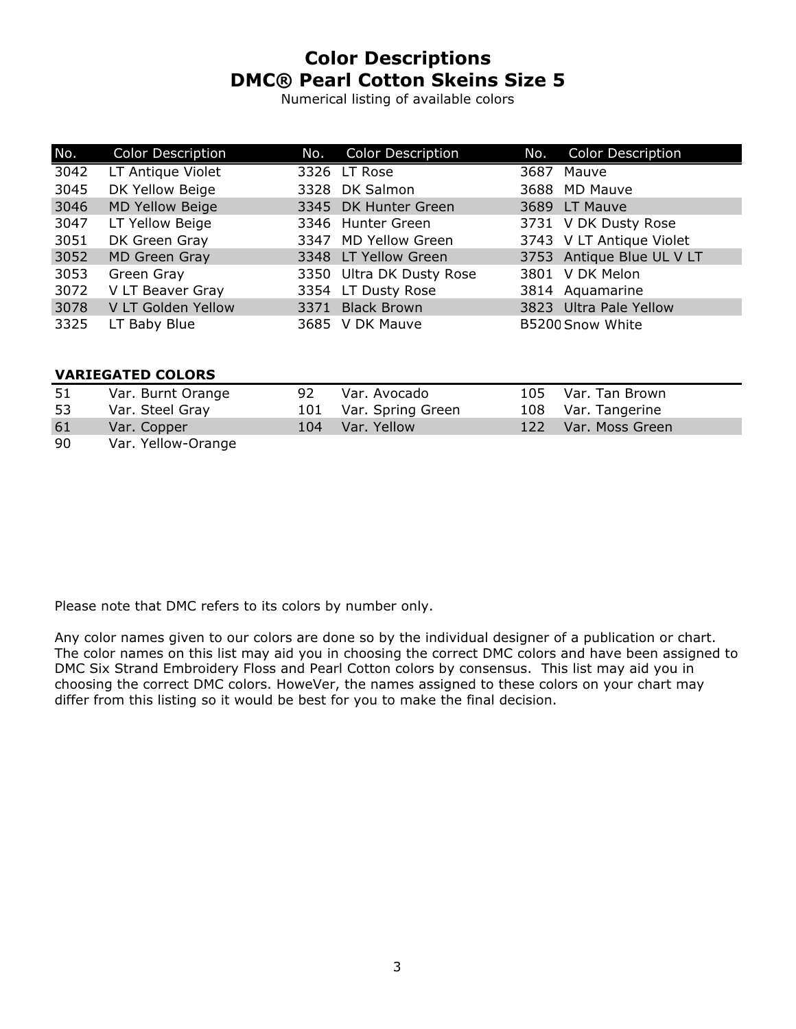# Color Descriptions
# DMC® Pearl Cotton Skeins Size 5

Numerical listing of available colors

| No. | Color Description | No. | Color Description | No. | Color Description |
|---|---|---|---|---|---|
| 3042 | LT Antique Violet | 3326 | LT Rose | 3687 | Mauve |
| 3045 | DK Yellow Beige | 3328 | DK Salmon | 3688 | MD Mauve |
| 3046 | MD Yellow Beige | 3345 | DK Hunter Green | 3689 | LT Mauve |
| 3047 | LT Yellow Beige | 3346 | Hunter Green | 3731 | V DK Dusty Rose |
| 3051 | DK Green Gray | 3347 | MD Yellow Green | 3743 | V LT Antique Violet |
| 3052 | MD Green Gray | 3348 | LT Yellow Green | 3753 | Antique Blue UL V LT |
| 3053 | Green Gray | 3350 | Ultra DK Dusty Rose | 3801 | V DK Melon |
| 3072 | V LT Beaver Gray | 3354 | LT Dusty Rose | 3814 | Aquamarine |
| 3078 | V LT Golden Yellow | 3371 | Black Brown | 3823 | Ultra Pale Yellow |
| 3325 | LT Baby Blue | 3685 | V DK Mauve | B5200 | Snow White |

**VARIEGATED COLORS**

| | | | | | |
|---|---|---|---|---|---|
| 51 | Var. Burnt Orange | 92 | Var. Avocado | 105 | Var. Tan Brown |
| 53 | Var. Steel Gray | 101 | Var. Spring Green | 108 | Var. Tangerine |
| 61 | Var. Copper | 104 | Var. Yellow | 122 | Var. Moss Green |
| 90 | Var. Yellow-Orange | | | | |

Please note that DMC refers to its colors by number only.

Any color names given to our colors are done so by the individual designer of a publication or chart. The color names on this list may aid you in choosing the correct DMC colors and have been assigned to DMC Six Strand Embroidery Floss and Pearl Cotton colors by consensus. This list may aid you in choosing the correct DMC colors. HoweVer, the names assigned to these colors on your chart may differ from this listing so it would be best for you to make the final decision.